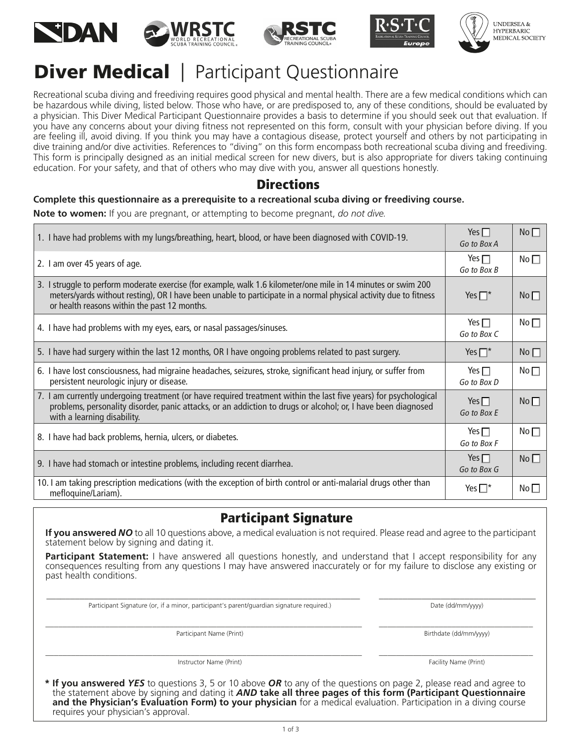# Diver Medical | Participant Questionnaire

Recreational scuba diving and freediving requires good physical and mental health. There are a few medical conditions which can be hazardous while diving, listed below. Those who have, or are predisposed to, any of these conditions, should be evaluated by a physician. This Diver Medical Participant Questionnaire provides a basis to determine if you should seek out that evaluation. If you have any concerns about your diving fitness not represented on this form, consult with your physician before diving. If you are feeling ill, avoid diving. If you think you may have a contagious disease, protect yourself and others by not participating in dive training and/or dive activities. References to "diving" on this form encompass both recreational scuba diving and freediving. This form is principally designed as an initial medical screen for new divers, but is also appropriate for divers taking continuing education. For your safety, and that of others who may dive with you, answer all questions honestly.

## Directions

**Complete this questionnaire as a prerequisite to a recreational scuba diving or freediving course.**

**Note to women:** If you are pregnant, or attempting to become pregnant, *do not dive.*

| Question | Yes | No |
|---|---|---|
| 1. I have had problems with my lungs/breathing, heart, blood, or have been diagnosed with COVID-19. | Yes ☐ *Go to Box A* | No ☐ |
| 2. I am over 45 years of age. | Yes ☐ *Go to Box B* | No ☐ |
| 3. I struggle to perform moderate exercise (for example, walk 1.6 kilometer/one mile in 14 minutes or swim 200 meters/yards without resting), OR I have been unable to participate in a normal physical activity due to fitness or health reasons within the past 12 months. | Yes ☐* | No ☐ |
| 4. I have had problems with my eyes, ears, or nasal passages/sinuses. | Yes ☐ *Go to Box C* | No ☐ |
| 5. I have had surgery within the last 12 months, OR I have ongoing problems related to past surgery. | Yes ☐* | No ☐ |
| 6. I have lost consciousness, had migraine headaches, seizures, stroke, significant head injury, or suffer from persistent neurologic injury or disease. | Yes ☐ *Go to Box D* | No ☐ |
| 7. I am currently undergoing treatment (or have required treatment within the last five years) for psychological problems, personality disorder, panic attacks, or an addiction to drugs or alcohol; or, I have been diagnosed with a learning disability. | Yes ☐ *Go to Box E* | No ☐ |
| 8. I have had back problems, hernia, ulcers, or diabetes. | Yes ☐ *Go to Box F* | No ☐ |
| 9. I have had stomach or intestine problems, including recent diarrhea. | Yes ☐ *Go to Box G* | No ☐ |
| 10. I am taking prescription medications (with the exception of birth control or anti-malarial drugs other than mefloquine/Lariam). | Yes ☐* | No ☐ |

## Participant Signature

**If you answered *NO*** to all 10 questions above, a medical evaluation is not required. Please read and agree to the participant statement below by signing and dating it.

**Participant Statement:** I have answered all questions honestly, and understand that I accept responsibility for any consequences resulting from any questions I may have answered inaccurately or for my failure to disclose any existing or past health conditions.

______________________________ Participant Signature (or, if a minor, participant's parent/guardian signature required.)

______________________________ Date (dd/mm/yyyy)

______________________________ Participant Name (Print)

______________________________ Birthdate (dd/mm/yyyy)

______________________________ Instructor Name (Print)

______________________________ Facility Name (Print)

**\* If you answered *YES*** to questions 3, 5 or 10 above ***OR*** to any of the questions on page 2, please read and agree to the statement above by signing and dating it ***AND* take all three pages of this form (Participant Questionnaire and the Physician's Evaluation Form) to your physician** for a medical evaluation. Participation in a diving course requires your physician's approval.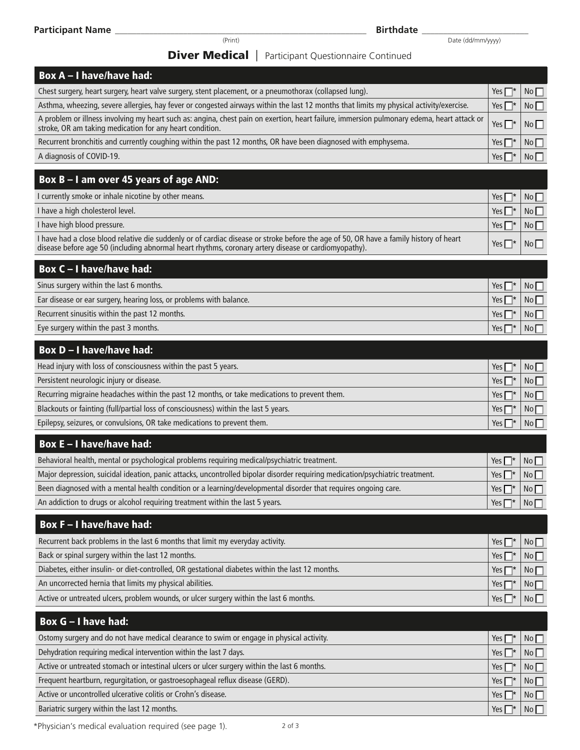Participant Name ______________________________ (Print)    Birthdate ______________ Date (dd/mm/yyyy)

## Diver Medical | Participant Questionnaire Continued

| Box A – I have/have had: | | |
|---|---|---|
| Chest surgery, heart surgery, heart valve surgery, stent placement, or a pneumothorax (collapsed lung). | Yes ☐* | No ☐ |
| Asthma, wheezing, severe allergies, hay fever or congested airways within the last 12 months that limits my physical activity/exercise. | Yes ☐* | No ☐ |
| A problem or illness involving my heart such as: angina, chest pain on exertion, heart failure, immersion pulmonary edema, heart attack or stroke, OR am taking medication for any heart condition. | Yes ☐* | No ☐ |
| Recurrent bronchitis and currently coughing within the past 12 months, OR have been diagnosed with emphysema. | Yes ☐* | No ☐ |
| A diagnosis of COVID-19. | Yes ☐* | No ☐ |

| Box B – I am over 45 years of age AND: | | |
|---|---|---|
| I currently smoke or inhale nicotine by other means. | Yes ☐* | No ☐ |
| I have a high cholesterol level. | Yes ☐* | No ☐ |
| I have high blood pressure. | Yes ☐* | No ☐ |
| I have had a close blood relative die suddenly or of cardiac disease or stroke before the age of 50, OR have a family history of heart disease before age 50 (including abnormal heart rhythms, coronary artery disease or cardiomyopathy). | Yes ☐* | No ☐ |

| Box C – I have/have had: | | |
|---|---|---|
| Sinus surgery within the last 6 months. | Yes ☐* | No ☐ |
| Ear disease or ear surgery, hearing loss, or problems with balance. | Yes ☐* | No ☐ |
| Recurrent sinusitis within the past 12 months. | Yes ☐* | No ☐ |
| Eye surgery within the past 3 months. | Yes ☐* | No ☐ |

| Box D – I have/have had: | | |
|---|---|---|
| Head injury with loss of consciousness within the past 5 years. | Yes ☐* | No ☐ |
| Persistent neurologic injury or disease. | Yes ☐* | No ☐ |
| Recurring migraine headaches within the past 12 months, or take medications to prevent them. | Yes ☐* | No ☐ |
| Blackouts or fainting (full/partial loss of consciousness) within the last 5 years. | Yes ☐* | No ☐ |
| Epilepsy, seizures, or convulsions, OR take medications to prevent them. | Yes ☐* | No ☐ |

| Box E – I have/have had: | | |
|---|---|---|
| Behavioral health, mental or psychological problems requiring medical/psychiatric treatment. | Yes ☐* | No ☐ |
| Major depression, suicidal ideation, panic attacks, uncontrolled bipolar disorder requiring medication/psychiatric treatment. | Yes ☐* | No ☐ |
| Been diagnosed with a mental health condition or a learning/developmental disorder that requires ongoing care. | Yes ☐* | No ☐ |
| An addiction to drugs or alcohol requiring treatment within the last 5 years. | Yes ☐* | No ☐ |

| Box F – I have/have had: | | |
|---|---|---|
| Recurrent back problems in the last 6 months that limit my everyday activity. | Yes ☐* | No ☐ |
| Back or spinal surgery within the last 12 months. | Yes ☐* | No ☐ |
| Diabetes, either insulin- or diet-controlled, OR gestational diabetes within the last 12 months. | Yes ☐* | No ☐ |
| An uncorrected hernia that limits my physical abilities. | Yes ☐* | No ☐ |
| Active or untreated ulcers, problem wounds, or ulcer surgery within the last 6 months. | Yes ☐* | No ☐ |

| Box G – I have had: | | |
|---|---|---|
| Ostomy surgery and do not have medical clearance to swim or engage in physical activity. | Yes ☐* | No ☐ |
| Dehydration requiring medical intervention within the last 7 days. | Yes ☐* | No ☐ |
| Active or untreated stomach or intestinal ulcers or ulcer surgery within the last 6 months. | Yes ☐* | No ☐ |
| Frequent heartburn, regurgitation, or gastroesophageal reflux disease (GERD). | Yes ☐* | No ☐ |
| Active or uncontrolled ulcerative colitis or Crohn's disease. | Yes ☐* | No ☐ |
| Bariatric surgery within the last 12 months. | Yes ☐* | No ☐ |

*Physician's medical evaluation required (see page 1).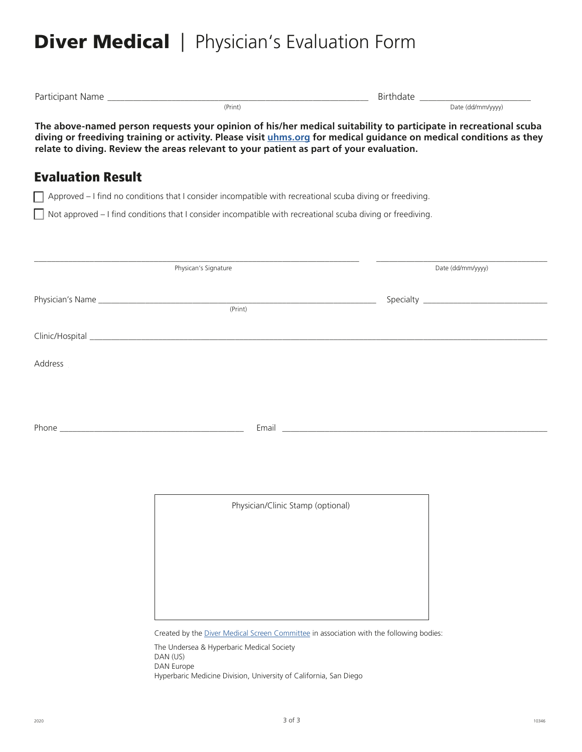# Diver Medical | Physician's Evaluation Form

Participant Name ______________________________________________ Birthdate ____________________
(Print) Date (dd/mm/yyyy)

**The above-named person requests your opinion of his/her medical suitability to participate in recreational scuba diving or freediving training or activity. Please visit uhms.org for medical guidance on medical conditions as they relate to diving. Review the areas relevant to your patient as part of your evaluation.**

## Evaluation Result

☐ Approved – I find no conditions that I consider incompatible with recreational scuba diving or freediving.

☐ Not approved – I find conditions that I consider incompatible with recreational scuba diving or freediving.

______________________________________________ ______________________
Physican's Signature Date (dd/mm/yyyy)

Physician's Name ______________________________________________ Specialty ____________________
(Print)

Clinic/Hospital ______________________________________________

Address

Phone ______________________________ Email ______________________________

Physician/Clinic Stamp (optional)

Created by the Diver Medical Screen Committee in association with the following bodies:

The Undersea & Hyperbaric Medical Society
DAN (US)
DAN Europe
Hyperbaric Medicine Division, University of California, San Diego